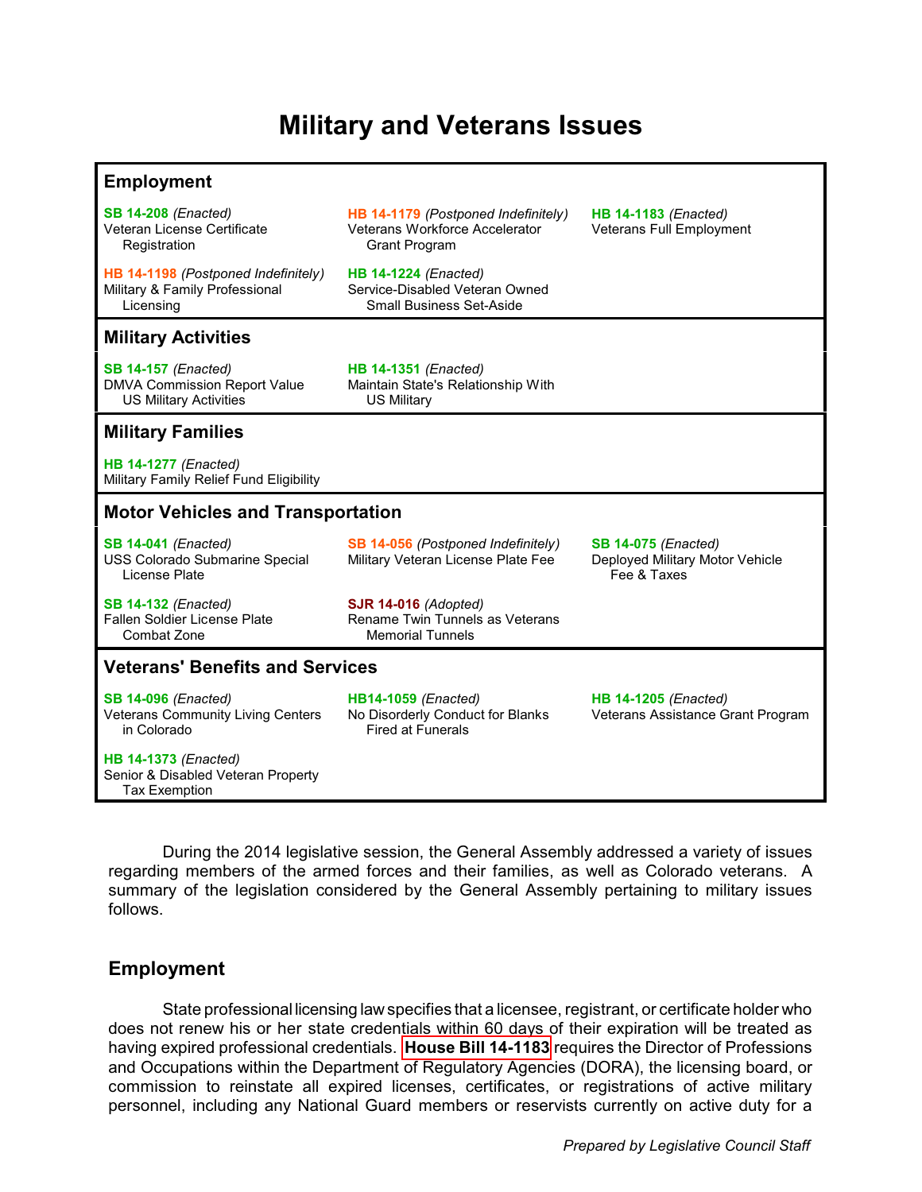# Military and Veterans Issues

### Employment

**SB 14-208** *(Enacted)*
Veteran License Certificate Registration

**HB 14-1179** *(Postponed Indefinitely)*
Veterans Workforce Accelerator Grant Program

**HB 14-1183** *(Enacted)*
Veterans Full Employment

**HB 14-1198** *(Postponed Indefinitely)*
Military & Family Professional Licensing

**HB 14-1224** *(Enacted)*
Service-Disabled Veteran Owned Small Business Set-Aside

### Military Activities

**SB 14-157** *(Enacted)*
DMVA Commission Report Value US Military Activities

**HB 14-1351** *(Enacted)*
Maintain State's Relationship With US Military

### Military Families

**HB 14-1277** *(Enacted)*
Military Family Relief Fund Eligibility

### Motor Vehicles and Transportation

**SB 14-041** *(Enacted)*
USS Colorado Submarine Special License Plate

**SB 14-056** *(Postponed Indefinitely)*
Military Veteran License Plate Fee

**SB 14-075** *(Enacted)*
Deployed Military Motor Vehicle Fee & Taxes

**SB 14-132** *(Enacted)*
Fallen Soldier License Plate Combat Zone

**SJR 14-016** *(Adopted)*
Rename Twin Tunnels as Veterans Memorial Tunnels

### Veterans' Benefits and Services

**SB 14-096** *(Enacted)*
Veterans Community Living Centers in Colorado

**HB14-1059** *(Enacted)*
No Disorderly Conduct for Blanks Fired at Funerals

**HB 14-1205** *(Enacted)*
Veterans Assistance Grant Program

**HB 14-1373** *(Enacted)*
Senior & Disabled Veteran Property Tax Exemption

During the 2014 legislative session, the General Assembly addressed a variety of issues regarding members of the armed forces and their families, as well as Colorado veterans. A summary of the legislation considered by the General Assembly pertaining to military issues follows.

## Employment

State professional licensing law specifies that a licensee, registrant, or certificate holder who does not renew his or her state credentials within 60 days of their expiration will be treated as having expired professional credentials. **House Bill 14-1183** requires the Director of Professions and Occupations within the Department of Regulatory Agencies (DORA), the licensing board, or commission to reinstate all expired licenses, certificates, or registrations of active military personnel, including any National Guard members or reservists currently on active duty for a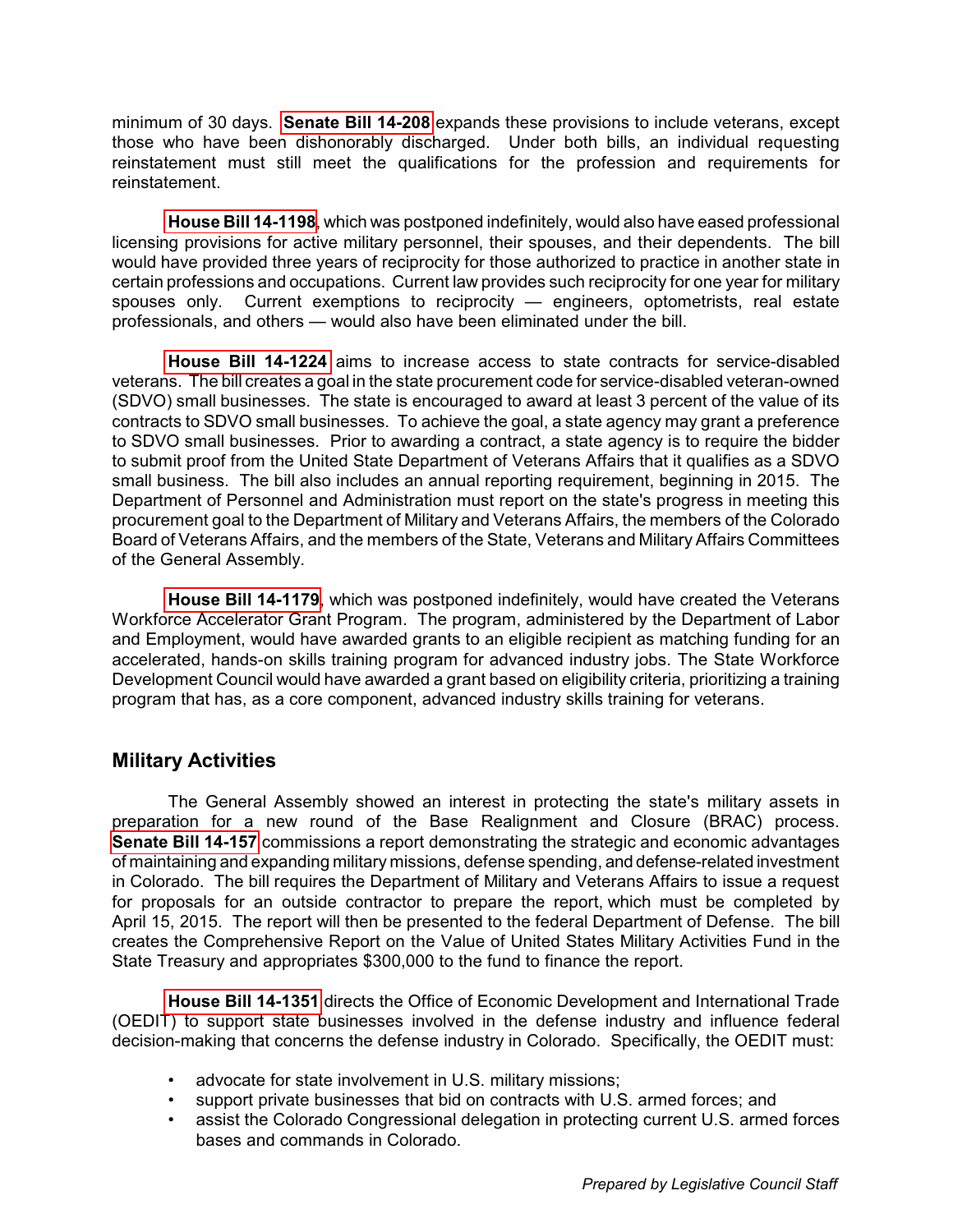minimum of 30 days. **Senate Bill 14-208** expands these provisions to include veterans, except those who have been dishonorably discharged. Under both bills, an individual requesting reinstatement must still meet the qualifications for the profession and requirements for reinstatement.

**House Bill 14-1198**, which was postponed indefinitely, would also have eased professional licensing provisions for active military personnel, their spouses, and their dependents. The bill would have provided three years of reciprocity for those authorized to practice in another state in certain professions and occupations. Current law provides such reciprocity for one year for military spouses only. Current exemptions to reciprocity — engineers, optometrists, real estate professionals, and others — would also have been eliminated under the bill.

**House Bill 14-1224** aims to increase access to state contracts for service-disabled veterans. The bill creates a goal in the state procurement code for service-disabled veteran-owned (SDVO) small businesses. The state is encouraged to award at least 3 percent of the value of its contracts to SDVO small businesses. To achieve the goal, a state agency may grant a preference to SDVO small businesses. Prior to awarding a contract, a state agency is to require the bidder to submit proof from the United State Department of Veterans Affairs that it qualifies as a SDVO small business. The bill also includes an annual reporting requirement, beginning in 2015. The Department of Personnel and Administration must report on the state's progress in meeting this procurement goal to the Department of Military and Veterans Affairs, the members of the Colorado Board of Veterans Affairs, and the members of the State, Veterans and Military Affairs Committees of the General Assembly.

**House Bill 14-1179**, which was postponed indefinitely, would have created the Veterans Workforce Accelerator Grant Program. The program, administered by the Department of Labor and Employment, would have awarded grants to an eligible recipient as matching funding for an accelerated, hands-on skills training program for advanced industry jobs. The State Workforce Development Council would have awarded a grant based on eligibility criteria, prioritizing a training program that has, as a core component, advanced industry skills training for veterans.

## Military Activities

The General Assembly showed an interest in protecting the state's military assets in preparation for a new round of the Base Realignment and Closure (BRAC) process. **Senate Bill 14-157** commissions a report demonstrating the strategic and economic advantages of maintaining and expanding military missions, defense spending, and defense-related investment in Colorado. The bill requires the Department of Military and Veterans Affairs to issue a request for proposals for an outside contractor to prepare the report, which must be completed by April 15, 2015. The report will then be presented to the federal Department of Defense. The bill creates the Comprehensive Report on the Value of United States Military Activities Fund in the State Treasury and appropriates $300,000 to the fund to finance the report.

**House Bill 14-1351** directs the Office of Economic Development and International Trade (OEDIT) to support state businesses involved in the defense industry and influence federal decision-making that concerns the defense industry in Colorado. Specifically, the OEDIT must:

- advocate for state involvement in U.S. military missions;
- support private businesses that bid on contracts with U.S. armed forces; and
- assist the Colorado Congressional delegation in protecting current U.S. armed forces bases and commands in Colorado.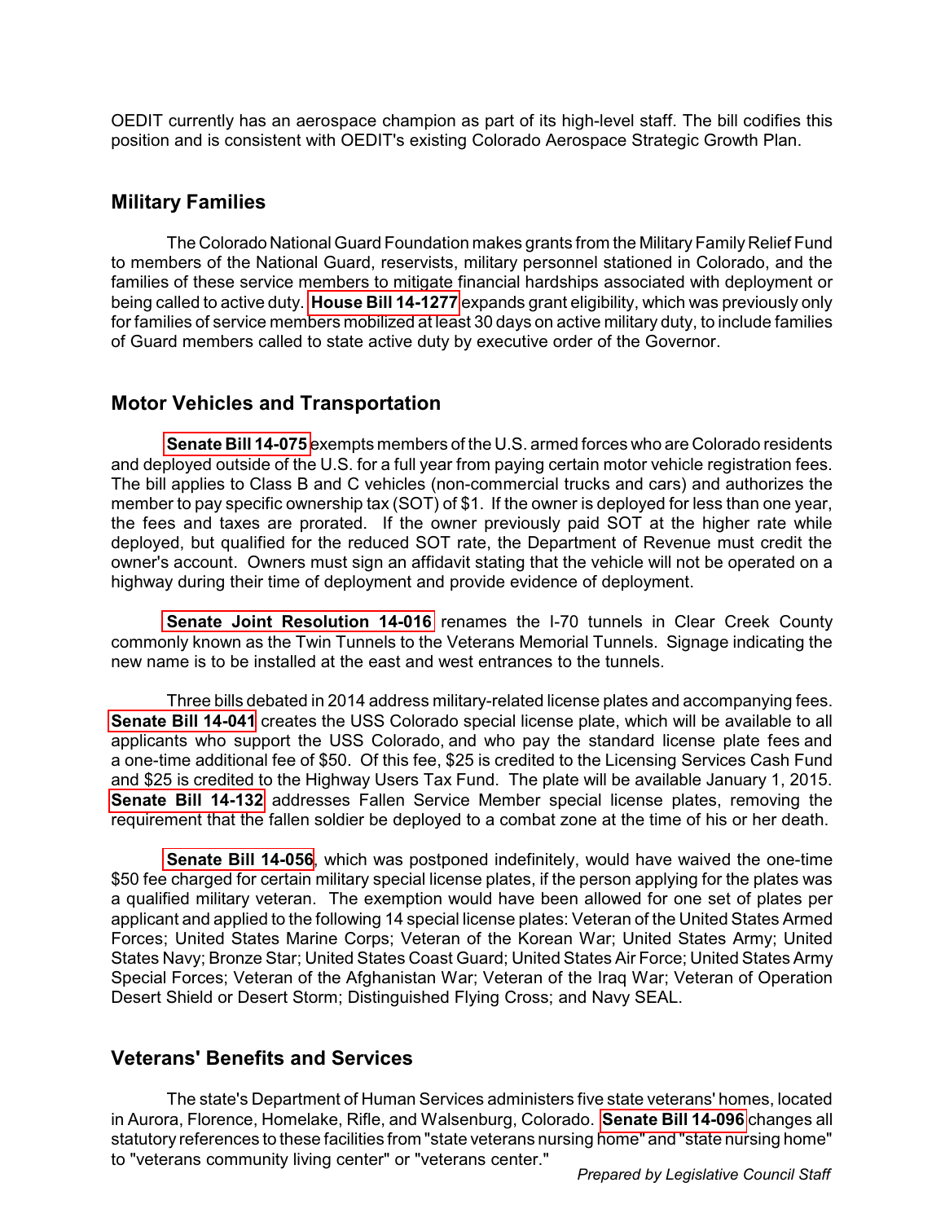OEDIT currently has an aerospace champion as part of its high-level staff. The bill codifies this position and is consistent with OEDIT's existing Colorado Aerospace Strategic Growth Plan.

## Military Families

The Colorado National Guard Foundation makes grants from the Military Family Relief Fund to members of the National Guard, reservists, military personnel stationed in Colorado, and the families of these service members to mitigate financial hardships associated with deployment or being called to active duty. **House Bill 14-1277** expands grant eligibility, which was previously only for families of service members mobilized at least 30 days on active military duty, to include families of Guard members called to state active duty by executive order of the Governor.

## Motor Vehicles and Transportation

**Senate Bill 14-075** exempts members of the U.S. armed forces who are Colorado residents and deployed outside of the U.S. for a full year from paying certain motor vehicle registration fees. The bill applies to Class B and C vehicles (non-commercial trucks and cars) and authorizes the member to pay specific ownership tax (SOT) of $1. If the owner is deployed for less than one year, the fees and taxes are prorated. If the owner previously paid SOT at the higher rate while deployed, but qualified for the reduced SOT rate, the Department of Revenue must credit the owner's account. Owners must sign an affidavit stating that the vehicle will not be operated on a highway during their time of deployment and provide evidence of deployment.

**Senate Joint Resolution 14-016** renames the I-70 tunnels in Clear Creek County commonly known as the Twin Tunnels to the Veterans Memorial Tunnels. Signage indicating the new name is to be installed at the east and west entrances to the tunnels.

Three bills debated in 2014 address military-related license plates and accompanying fees. **Senate Bill 14-041** creates the USS Colorado special license plate, which will be available to all applicants who support the USS Colorado, and who pay the standard license plate fees and a one-time additional fee of $50. Of this fee, $25 is credited to the Licensing Services Cash Fund and $25 is credited to the Highway Users Tax Fund. The plate will be available January 1, 2015. **Senate Bill 14-132** addresses Fallen Service Member special license plates, removing the requirement that the fallen soldier be deployed to a combat zone at the time of his or her death.

**Senate Bill 14-056**, which was postponed indefinitely, would have waived the one-time $50 fee charged for certain military special license plates, if the person applying for the plates was a qualified military veteran. The exemption would have been allowed for one set of plates per applicant and applied to the following 14 special license plates: Veteran of the United States Armed Forces; United States Marine Corps; Veteran of the Korean War; United States Army; United States Navy; Bronze Star; United States Coast Guard; United States Air Force; United States Army Special Forces; Veteran of the Afghanistan War; Veteran of the Iraq War; Veteran of Operation Desert Shield or Desert Storm; Distinguished Flying Cross; and Navy SEAL.

## Veterans' Benefits and Services

The state's Department of Human Services administers five state veterans' homes, located in Aurora, Florence, Homelake, Rifle, and Walsenburg, Colorado. **Senate Bill 14-096** changes all statutory references to these facilities from "state veterans nursing home" and "state nursing home" to "veterans community living center" or "veterans center."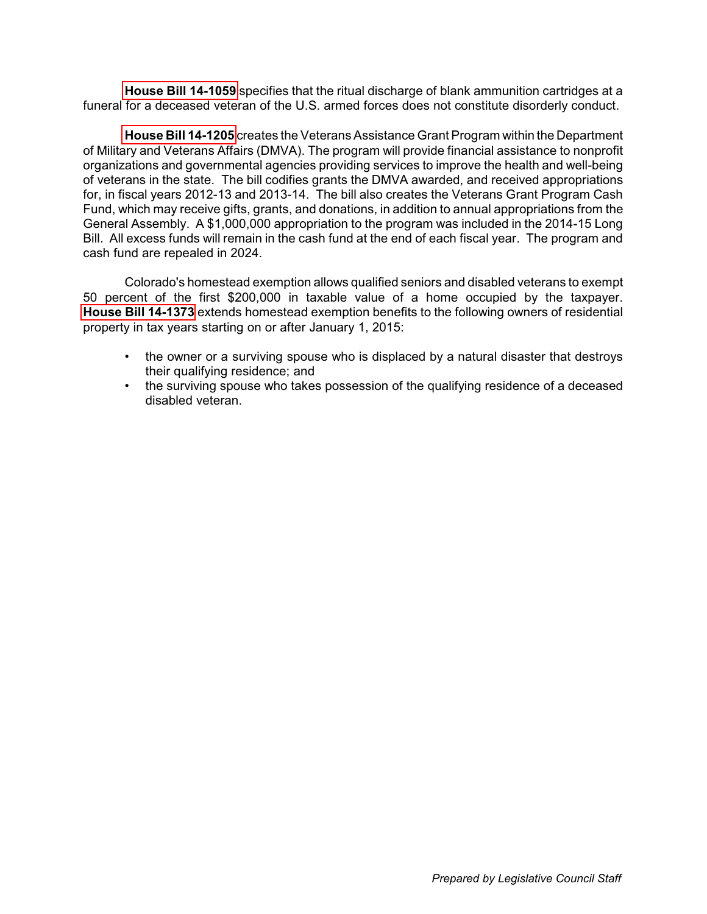**House Bill 14-1059** specifies that the ritual discharge of blank ammunition cartridges at a funeral for a deceased veteran of the U.S. armed forces does not constitute disorderly conduct.

**House Bill 14-1205** creates the Veterans Assistance Grant Program within the Department of Military and Veterans Affairs (DMVA). The program will provide financial assistance to nonprofit organizations and governmental agencies providing services to improve the health and well-being of veterans in the state. The bill codifies grants the DMVA awarded, and received appropriations for, in fiscal years 2012-13 and 2013-14. The bill also creates the Veterans Grant Program Cash Fund, which may receive gifts, grants, and donations, in addition to annual appropriations from the General Assembly. A $1,000,000 appropriation to the program was included in the 2014-15 Long Bill. All excess funds will remain in the cash fund at the end of each fiscal year. The program and cash fund are repealed in 2024.

Colorado's homestead exemption allows qualified seniors and disabled veterans to exempt 50 percent of the first $200,000 in taxable value of a home occupied by the taxpayer. **House Bill 14-1373** extends homestead exemption benefits to the following owners of residential property in tax years starting on or after January 1, 2015:

- the owner or a surviving spouse who is displaced by a natural disaster that destroys their qualifying residence; and
- the surviving spouse who takes possession of the qualifying residence of a deceased disabled veteran.

*Prepared by Legislative Council Staff*